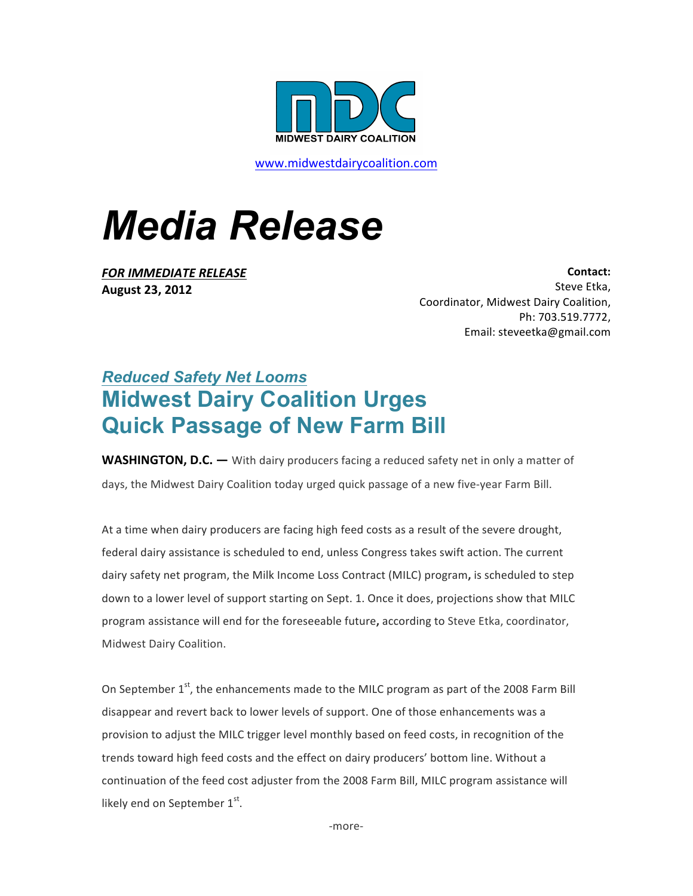MIDWEST DAIRY COALITION

www.midwestdairycoalition.com

# Media Release

***FOR IMMEDIATE RELEASE***
**August 23, 2012**

**Contact:**
Steve Etka,
Coordinator, Midwest Dairy Coalition,
Ph: 703.519.7772,
Email: steveetka@gmail.com

### *Reduced Safety Net Looms*

## Midwest Dairy Coalition Urges Quick Passage of New Farm Bill

**WASHINGTON, D.C. —** With dairy producers facing a reduced safety net in only a matter of days, the Midwest Dairy Coalition today urged quick passage of a new five-year Farm Bill.

At a time when dairy producers are facing high feed costs as a result of the severe drought, federal dairy assistance is scheduled to end, unless Congress takes swift action. The current dairy safety net program, the Milk Income Loss Contract (MILC) program**,** is scheduled to step down to a lower level of support starting on Sept. 1. Once it does, projections show that MILC program assistance will end for the foreseeable future**,** according to Steve Etka, coordinator, Midwest Dairy Coalition.

On September 1st, the enhancements made to the MILC program as part of the 2008 Farm Bill disappear and revert back to lower levels of support. One of those enhancements was a provision to adjust the MILC trigger level monthly based on feed costs, in recognition of the trends toward high feed costs and the effect on dairy producers' bottom line. Without a continuation of the feed cost adjuster from the 2008 Farm Bill, MILC program assistance will likely end on September 1st.

-more-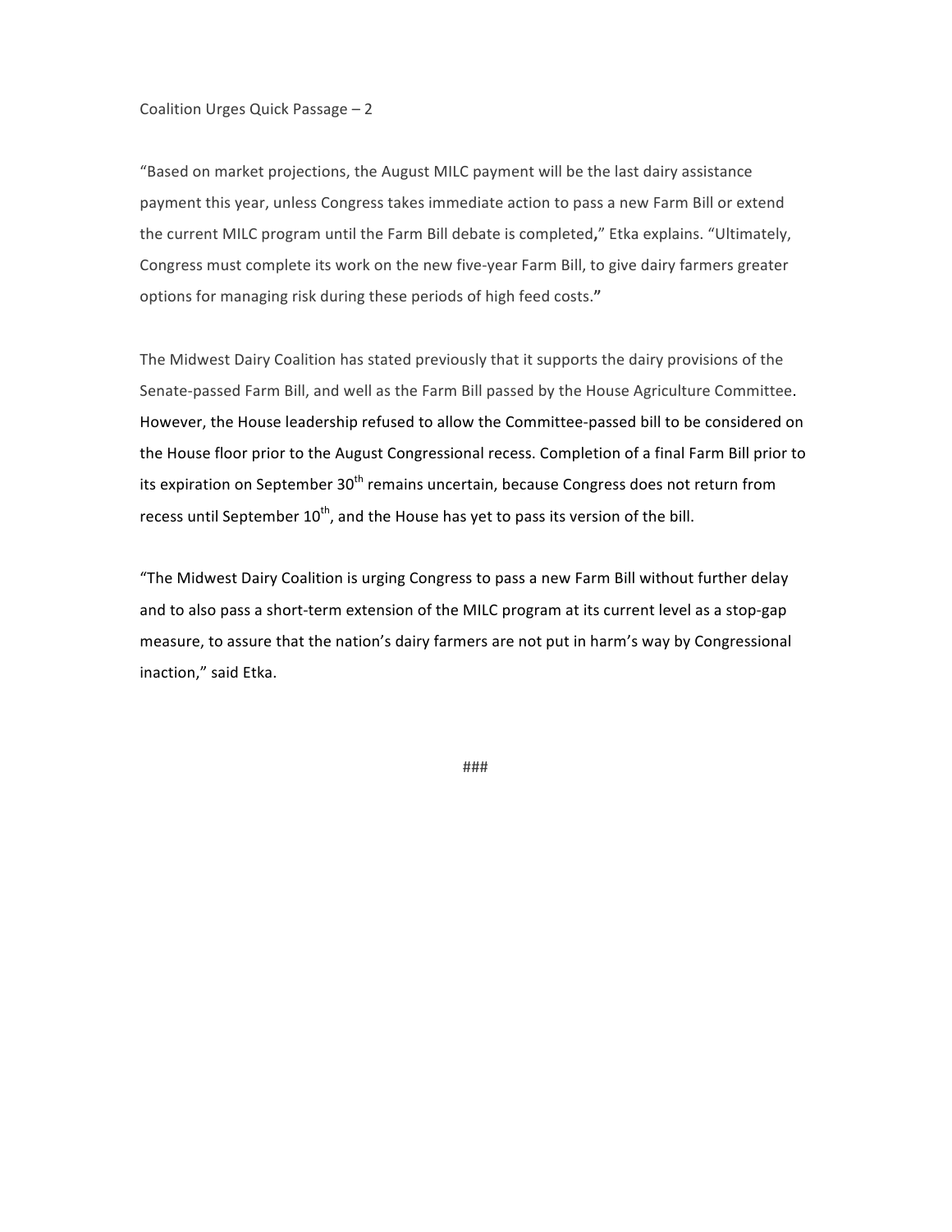"Based on market projections, the August MILC payment will be the last dairy assistance payment this year, unless Congress takes immediate action to pass a new Farm Bill or extend the current MILC program until the Farm Bill debate is completed," Etka explains. "Ultimately, Congress must complete its work on the new five-year Farm Bill, to give dairy farmers greater options for managing risk during these periods of high feed costs."

The Midwest Dairy Coalition has stated previously that it supports the dairy provisions of the Senate-passed Farm Bill, and well as the Farm Bill passed by the House Agriculture Committee. However, the House leadership refused to allow the Committee-passed bill to be considered on the House floor prior to the August Congressional recess. Completion of a final Farm Bill prior to its expiration on September 30th remains uncertain, because Congress does not return from recess until September 10th, and the House has yet to pass its version of the bill.

"The Midwest Dairy Coalition is urging Congress to pass a new Farm Bill without further delay and to also pass a short-term extension of the MILC program at its current level as a stop-gap measure, to assure that the nation's dairy farmers are not put in harm's way by Congressional inaction," said Etka.

###